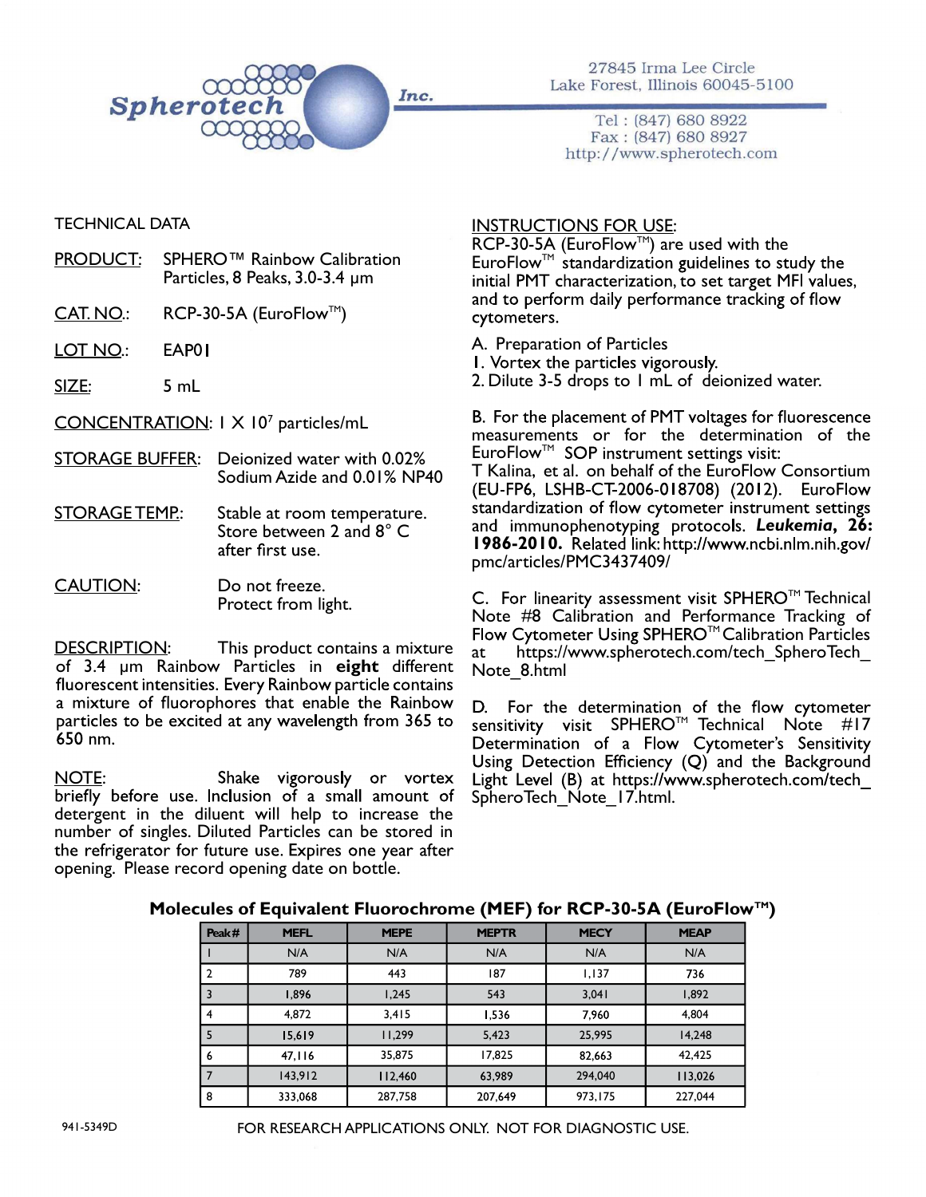Spherotech Inc.

27845 Irma Lee Circle
Lake Forest, Illinois 60045-5100

Tel : (847) 680 8922
Fax : (847) 680 8927
http://www.spherotech.com

TECHNICAL DATA

PRODUCT: SPHERO™ Rainbow Calibration Particles, 8 Peaks, 3.0-3.4 μm

CAT. NO.: RCP-30-5A (EuroFlow™)

LOT NO.: EAP01

SIZE: 5 mL

CONCENTRATION: 1 X $10^7$ particles/mL

STORAGE BUFFER: Deionized water with 0.02% Sodium Azide and 0.01% NP40

STORAGE TEMP.: Stable at room temperature. Store between 2 and 8° C after first use.

CAUTION: Do not freeze. Protect from light.

DESCRIPTION: This product contains a mixture of 3.4 μm Rainbow Particles in **eight** different fluorescent intensities. Every Rainbow particle contains a mixture of fluorophores that enable the Rainbow particles to be excited at any wavelength from 365 to 650 nm.

NOTE: Shake vigorously or vortex briefly before use. Inclusion of a small amount of detergent in the diluent will help to increase the number of singles. Diluted Particles can be stored in the refrigerator for future use. Expires one year after opening. Please record opening date on bottle.

INSTRUCTIONS FOR USE:

RCP-30-5A (EuroFlow™) are used with the EuroFlow™ standardization guidelines to study the initial PMT characterization, to set target MFI values, and to perform daily performance tracking of flow cytometers.

A. Preparation of Particles

1. Vortex the particles vigorously.
2. Dilute 3-5 drops to 1 mL of deionized water.

B. For the placement of PMT voltages for fluorescence measurements or for the determination of the EuroFlow™ SOP instrument settings visit:
T Kalina, et al. on behalf of the EuroFlow Consortium (EU-FP6, LSHB-CT-2006-018708) (2012). EuroFlow standardization of flow cytometer instrument settings and immunophenotyping protocols. ***Leukemia*, 26: 1986-2010.** Related link: http://www.ncbi.nlm.nih.gov/pmc/articles/PMC3437409/

C. For linearity assessment visit SPHERO™ Technical Note #8 Calibration and Performance Tracking of Flow Cytometer Using SPHERO™ Calibration Particles at https://www.spherotech.com/tech_SpheroTech_Note_8.html

D. For the determination of the flow cytometer sensitivity visit SPHERO™ Technical Note #17 Determination of a Flow Cytometer's Sensitivity Using Detection Efficiency (Q) and the Background Light Level (B) at https://www.spherotech.com/tech_SpheroTech_Note_17.html.

**Molecules of Equivalent Fluorochrome (MEF) for RCP-30-5A (EuroFlow™)**

| Peak# | MEFL | MEPE | MEPTR | MECY | MEAP |
|---|---|---|---|---|---|
| 1 | N/A | N/A | N/A | N/A | N/A |
| 2 | 789 | 443 | 187 | 1,137 | 736 |
| 3 | 1,896 | 1,245 | 543 | 3,041 | 1,892 |
| 4 | 4,872 | 3,415 | 1,536 | 7,960 | 4,804 |
| 5 | 15,619 | 11,299 | 5,423 | 25,995 | 14,248 |
| 6 | 47,116 | 35,875 | 17,825 | 82,663 | 42,425 |
| 7 | 143,912 | 112,460 | 63,989 | 294,040 | 113,026 |
| 8 | 333,068 | 287,758 | 207,649 | 973,175 | 227,044 |

941-5349D

FOR RESEARCH APPLICATIONS ONLY. NOT FOR DIAGNOSTIC USE.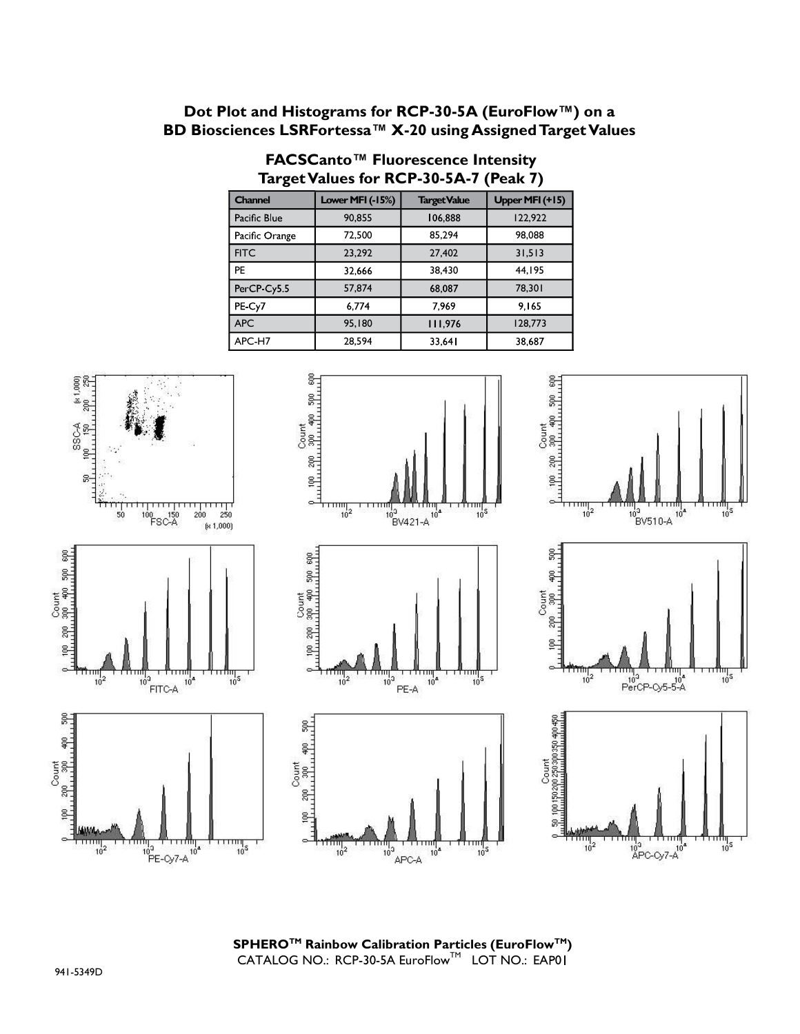## Dot Plot and Histograms for RCP-30-5A (EuroFlow™) on a BD Biosciences LSRFortessa™ X-20 using Assigned Target Values

### FACSCanto™ Fluorescence Intensity Target Values for RCP-30-5A-7 (Peak 7)

| Channel | Lower MFI (-15%) | Target Value | Upper MFI (+15) |
|---|---|---|---|
| Pacific Blue | 90,855 | 106,888 | 122,922 |
| Pacific Orange | 72,500 | 85,294 | 98,088 |
| FITC | 23,292 | 27,402 | 31,513 |
| PE | 32,666 | 38,430 | 44,195 |
| PerCP-Cy5.5 | 57,874 | 68,087 | 78,301 |
| PE-Cy7 | 6,774 | 7,969 | 9,165 |
| APC | 95,180 | 111,976 | 128,773 |
| APC-H7 | 28,594 | 33,641 | 38,687 |

SSC-A (x 1,000)
FSC-A (x 1,000)

BV421-A

BV510-A

FITC-A

PE-A

PerCP-Cy5-5-A

PE-Cy7-A

APC-A

APC-Cy7-A

Count

**SPHERO™ Rainbow Calibration Particles (EuroFlow™)**
CATALOG NO.: RCP-30-5A EuroFlow™ LOT NO.: EAP01

941-5349D